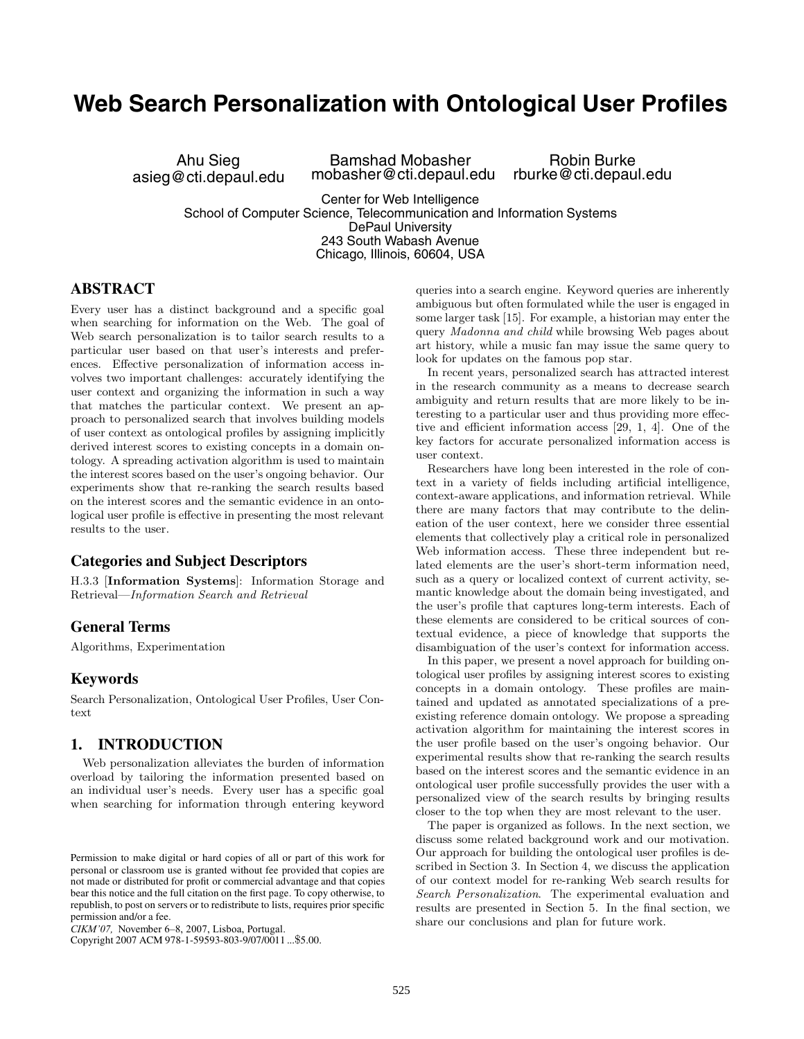# Web Search Personalization with Ontological User Profiles

Ahu Sieg
asieg@cti.depaul.edu

Bamshad Mobasher
mobasher@cti.depaul.edu

Robin Burke
rburke@cti.depaul.edu

Center for Web Intelligence
School of Computer Science, Telecommunication and Information Systems
DePaul University
243 South Wabash Avenue
Chicago, Illinois, 60604, USA

## ABSTRACT

Every user has a distinct background and a specific goal when searching for information on the Web. The goal of Web search personalization is to tailor search results to a particular user based on that user's interests and preferences. Effective personalization of information access involves two important challenges: accurately identifying the user context and organizing the information in such a way that matches the particular context. We present an approach to personalized search that involves building models of user context as ontological profiles by assigning implicitly derived interest scores to existing concepts in a domain ontology. A spreading activation algorithm is used to maintain the interest scores based on the user's ongoing behavior. Our experiments show that re-ranking the search results based on the interest scores and the semantic evidence in an ontological user profile is effective in presenting the most relevant results to the user.

### Categories and Subject Descriptors

H.3.3 [**Information Systems**]: Information Storage and Retrieval—*Information Search and Retrieval*

### General Terms

Algorithms, Experimentation

### Keywords

Search Personalization, Ontological User Profiles, User Context

## 1. INTRODUCTION

Web personalization alleviates the burden of information overload by tailoring the information presented based on an individual user's needs. Every user has a specific goal when searching for information through entering keyword queries into a search engine. Keyword queries are inherently ambiguous but often formulated while the user is engaged in some larger task [15]. For example, a historian may enter the query *Madonna and child* while browsing Web pages about art history, while a music fan may issue the same query to look for updates on the famous pop star.

In recent years, personalized search has attracted interest in the research community as a means to decrease search ambiguity and return results that are more likely to be interesting to a particular user and thus providing more effective and efficient information access [29, 1, 4]. One of the key factors for accurate personalized information access is user context.

Researchers have long been interested in the role of context in a variety of fields including artificial intelligence, context-aware applications, and information retrieval. While there are many factors that may contribute to the delineation of the user context, here we consider three essential elements that collectively play a critical role in personalized Web information access. These three independent but related elements are the user's short-term information need, such as a query or localized context of current activity, semantic knowledge about the domain being investigated, and the user's profile that captures long-term interests. Each of these elements are considered to be critical sources of contextual evidence, a piece of knowledge that supports the disambiguation of the user's context for information access.

In this paper, we present a novel approach for building ontological user profiles by assigning interest scores to existing concepts in a domain ontology. These profiles are maintained and updated as annotated specializations of a preexisting reference domain ontology. We propose a spreading activation algorithm for maintaining the interest scores in the user profile based on the user's ongoing behavior. Our experimental results show that re-ranking the search results based on the interest scores and the semantic evidence in an ontological user profile successfully provides the user with a personalized view of the search results by bringing results closer to the top when they are most relevant to the user.

The paper is organized as follows. In the next section, we discuss some related background work and our motivation. Our approach for building the ontological user profiles is described in Section 3. In Section 4, we discuss the application of our context model for re-ranking Web search results for *Search Personalization*. The experimental evaluation and results are presented in Section 5. In the final section, we share our conclusions and plan for future work.

Permission to make digital or hard copies of all or part of this work for personal or classroom use is granted without fee provided that copies are not made or distributed for profit or commercial advantage and that copies bear this notice and the full citation on the first page. To copy otherwise, to republish, to post on servers or to redistribute to lists, requires prior specific permission and/or a fee.
*CIKM'07,* November 6–8, 2007, Lisboa, Portugal.
Copyright 2007 ACM 978-1-59593-803-9/07/0011 ...$5.00.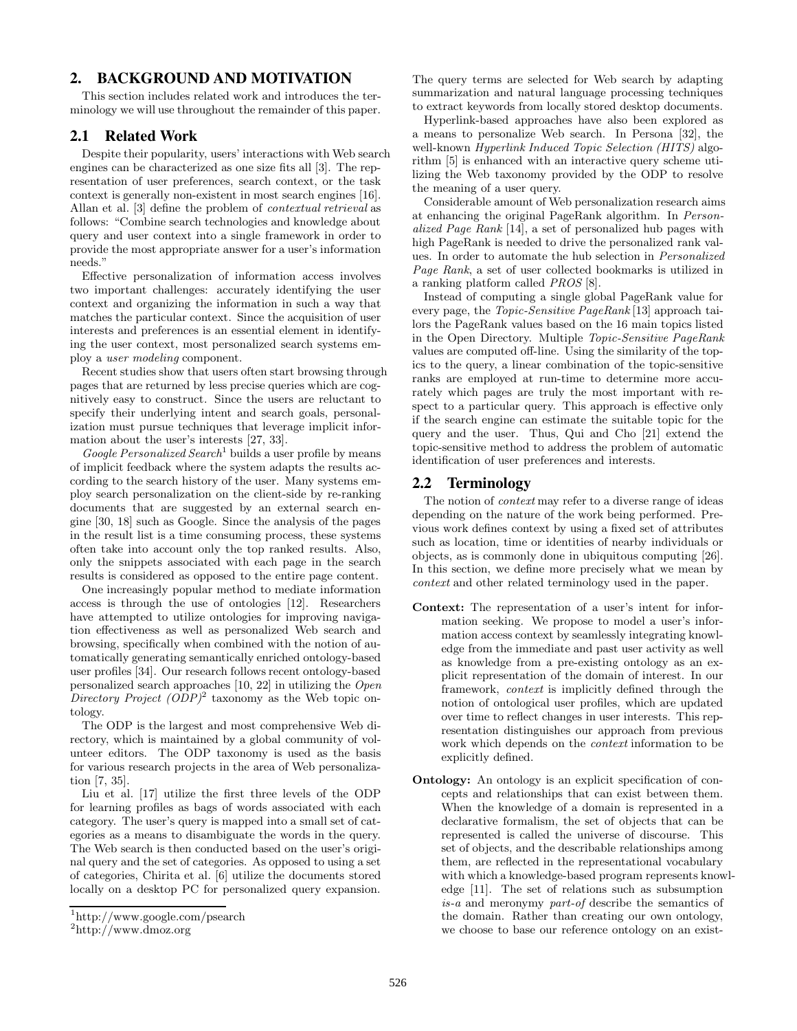## 2. BACKGROUND AND MOTIVATION

This section includes related work and introduces the terminology we will use throughout the remainder of this paper.

### 2.1 Related Work

Despite their popularity, users' interactions with Web search engines can be characterized as one size fits all [3]. The representation of user preferences, search context, or the task context is generally non-existent in most search engines [16]. Allan et al. [3] define the problem of *contextual retrieval* as follows: "Combine search technologies and knowledge about query and user context into a single framework in order to provide the most appropriate answer for a user's information needs."

Effective personalization of information access involves two important challenges: accurately identifying the user context and organizing the information in such a way that matches the particular context. Since the acquisition of user interests and preferences is an essential element in identifying the user context, most personalized search systems employ a *user modeling* component.

Recent studies show that users often start browsing through pages that are returned by less precise queries which are cognitively easy to construct. Since the users are reluctant to specify their underlying intent and search goals, personalization must pursue techniques that leverage implicit information about the user's interests [27, 33].

*Google Personalized Search*[1] builds a user profile by means of implicit feedback where the system adapts the results according to the search history of the user. Many systems employ search personalization on the client-side by re-ranking documents that are suggested by an external search engine [30, 18] such as Google. Since the analysis of the pages in the result list is a time consuming process, these systems often take into account only the top ranked results. Also, only the snippets associated with each page in the search results is considered as opposed to the entire page content.

One increasingly popular method to mediate information access is through the use of ontologies [12]. Researchers have attempted to utilize ontologies for improving navigation effectiveness as well as personalized Web search and browsing, specifically when combined with the notion of automatically generating semantically enriched ontology-based user profiles [34]. Our research follows recent ontology-based personalized search approaches [10, 22] in utilizing the *Open Directory Project (ODP)*[2] taxonomy as the Web topic ontology.

The ODP is the largest and most comprehensive Web directory, which is maintained by a global community of volunteer editors. The ODP taxonomy is used as the basis for various research projects in the area of Web personalization [7, 35].

Liu et al. [17] utilize the first three levels of the ODP for learning profiles as bags of words associated with each category. The user's query is mapped into a small set of categories as a means to disambiguate the words in the query. The Web search is then conducted based on the user's original query and the set of categories. As opposed to using a set of categories, Chirita et al. [6] utilize the documents stored locally on a desktop PC for personalized query expansion. The query terms are selected for Web search by adapting summarization and natural language processing techniques to extract keywords from locally stored desktop documents.

Hyperlink-based approaches have also been explored as a means to personalize Web search. In Persona [32], the well-known *Hyperlink Induced Topic Selection (HITS)* algorithm [5] is enhanced with an interactive query scheme utilizing the Web taxonomy provided by the ODP to resolve the meaning of a user query.

Considerable amount of Web personalization research aims at enhancing the original PageRank algorithm. In *Personalized Page Rank* [14], a set of personalized hub pages with high PageRank is needed to drive the personalized rank values. In order to automate the hub selection in *Personalized Page Rank*, a set of user collected bookmarks is utilized in a ranking platform called *PROS* [8].

Instead of computing a single global PageRank value for every page, the *Topic-Sensitive PageRank* [13] approach tailors the PageRank values based on the 16 main topics listed in the Open Directory. Multiple *Topic-Sensitive PageRank* values are computed off-line. Using the similarity of the topics to the query, a linear combination of the topic-sensitive ranks are employed at run-time to determine more accurately which pages are truly the most important with respect to a particular query. This approach is effective only if the search engine can estimate the suitable topic for the query and the user. Thus, Qui and Cho [21] extend the topic-sensitive method to address the problem of automatic identification of user preferences and interests.

### 2.2 Terminology

The notion of *context* may refer to a diverse range of ideas depending on the nature of the work being performed. Previous work defines context by using a fixed set of attributes such as location, time or identities of nearby individuals or objects, as is commonly done in ubiquitous computing [26]. In this section, we define more precisely what we mean by *context* and other related terminology used in the paper.

**Context:** The representation of a user's intent for information seeking. We propose to model a user's information access context by seamlessly integrating knowledge from the immediate and past user activity as well as knowledge from a pre-existing ontology as an explicit representation of the domain of interest. In our framework, *context* is implicitly defined through the notion of ontological user profiles, which are updated over time to reflect changes in user interests. This representation distinguishes our approach from previous work which depends on the *context* information to be explicitly defined.

**Ontology:** An ontology is an explicit specification of concepts and relationships that can exist between them. When the knowledge of a domain is represented in a declarative formalism, the set of objects that can be represented is called the universe of discourse. This set of objects, and the describable relationships among them, are reflected in the representational vocabulary with which a knowledge-based program represents knowledge [11]. The set of relations such as subsumption *is-a* and meronymy *part-of* describe the semantics of the domain. Rather than creating our own ontology, we choose to base our reference ontology on an exist-

[1] http://www.google.com/psearch

[2] http://www.dmoz.org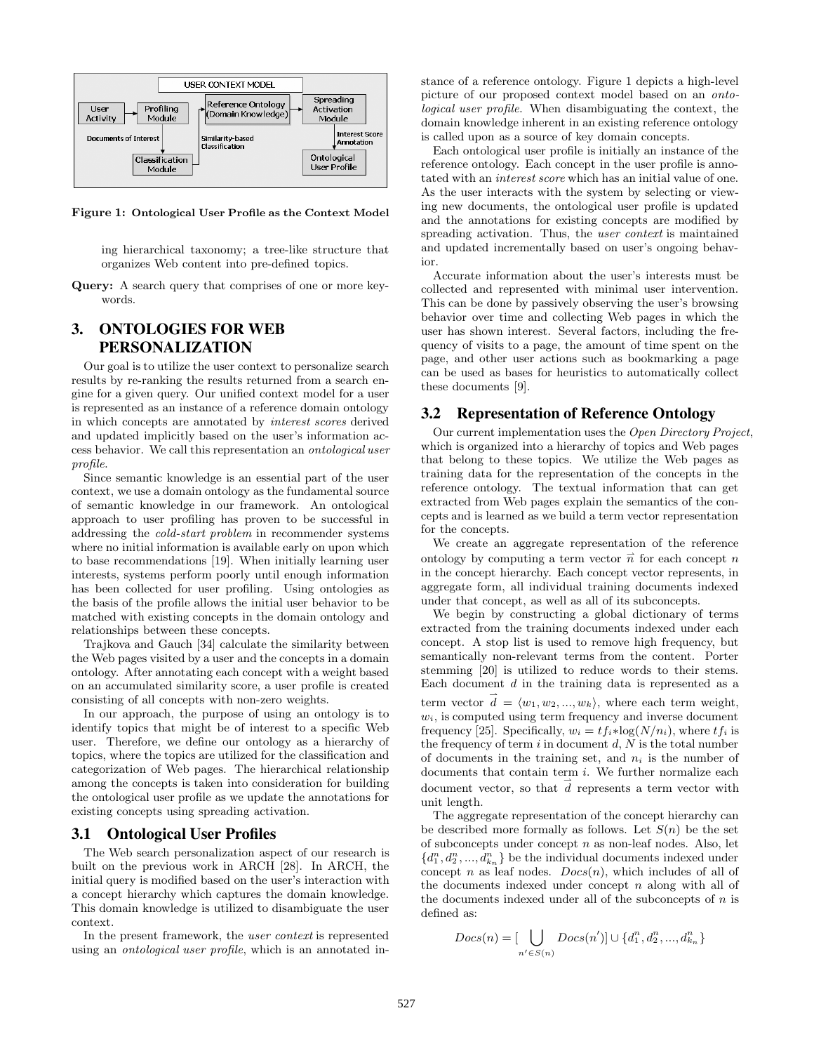USER CONTEXT MODEL

User Activity

Profiling Module

Reference Ontology (Domain Knowledge)

Spreading Activation Module

Documents of Interest

Similarity-based Classification

Interest Score Annotation

Classification Module

Ontological User Profile

**Figure 1: Ontological User Profile as the Context Model**

ing hierarchical taxonomy; a tree-like structure that organizes Web content into pre-defined topics.

**Query:** A search query that comprises of one or more keywords.

## 3. ONTOLOGIES FOR WEB PERSONALIZATION

Our goal is to utilize the user context to personalize search results by re-ranking the results returned from a search engine for a given query. Our unified context model for a user is represented as an instance of a reference domain ontology in which concepts are annotated by *interest scores* derived and updated implicitly based on the user's information access behavior. We call this representation an *ontological user profile*.

Since semantic knowledge is an essential part of the user context, we use a domain ontology as the fundamental source of semantic knowledge in our framework. An ontological approach to user profiling has proven to be successful in addressing the *cold-start problem* in recommender systems where no initial information is available early on upon which to base recommendations [19]. When initially learning user interests, systems perform poorly until enough information has been collected for user profiling. Using ontologies as the basis of the profile allows the initial user behavior to be matched with existing concepts in the domain ontology and relationships between these concepts.

Trajkova and Gauch [34] calculate the similarity between the Web pages visited by a user and the concepts in a domain ontology. After annotating each concept with a weight based on an accumulated similarity score, a user profile is created consisting of all concepts with non-zero weights.

In our approach, the purpose of using an ontology is to identify topics that might be of interest to a specific Web user. Therefore, we define our ontology as a hierarchy of topics, where the topics are utilized for the classification and categorization of Web pages. The hierarchical relationship among the concepts is taken into consideration for building the ontological user profile as we update the annotations for existing concepts using spreading activation.

### 3.1 Ontological User Profiles

The Web search personalization aspect of our research is built on the previous work in ARCH [28]. In ARCH, the initial query is modified based on the user's interaction with a concept hierarchy which captures the domain knowledge. This domain knowledge is utilized to disambiguate the user context.

In the present framework, the *user context* is represented using an *ontological user profile*, which is an annotated instance of a reference ontology. Figure 1 depicts a high-level picture of our proposed context model based on an *ontological user profile*. When disambiguating the context, the domain knowledge inherent in an existing reference ontology is called upon as a source of key domain concepts.

Each ontological user profile is initially an instance of the reference ontology. Each concept in the user profile is annotated with an *interest score* which has an initial value of one. As the user interacts with the system by selecting or viewing new documents, the ontological user profile is updated and the annotations for existing concepts are modified by spreading activation. Thus, the *user context* is maintained and updated incrementally based on user's ongoing behavior.

Accurate information about the user's interests must be collected and represented with minimal user intervention. This can be done by passively observing the user's browsing behavior over time and collecting Web pages in which the user has shown interest. Several factors, including the frequency of visits to a page, the amount of time spent on the page, and other user actions such as bookmarking a page can be used as bases for heuristics to automatically collect these documents [9].

### 3.2 Representation of Reference Ontology

Our current implementation uses the *Open Directory Project*, which is organized into a hierarchy of topics and Web pages that belong to these topics. We utilize the Web pages as training data for the representation of the concepts in the reference ontology. The textual information that can get extracted from Web pages explain the semantics of the concepts and is learned as we build a term vector representation for the concepts.

We create an aggregate representation of the reference ontology by computing a term vector $\vec{n}$ for each concept $n$ in the concept hierarchy. Each concept vector represents, in aggregate form, all individual training documents indexed under that concept, as well as all of its subconcepts.

We begin by constructing a global dictionary of terms extracted from the training documents indexed under each concept. A stop list is used to remove high frequency, but semantically non-relevant terms from the content. Porter stemming [20] is utilized to reduce words to their stems. Each document $d$ in the training data is represented as a term vector $\vec{d} = \langle w_1, w_2, ..., w_k \rangle$, where each term weight, $w_i$, is computed using term frequency and inverse document frequency [25]. Specifically, $w_i = tf_i * \log(N/n_i)$, where $tf_i$ is the frequency of term $i$ in document $d$, $N$ is the total number of documents in the training set, and $n_i$ is the number of documents that contain term $i$. We further normalize each document vector, so that $\vec{d}$ represents a term vector with unit length.

The aggregate representation of the concept hierarchy can be described more formally as follows. Let $S(n)$ be the set of subconcepts under concept $n$ as non-leaf nodes. Also, let $\{d_1^n, d_2^n, ..., d_{k_n}^n\}$ be the individual documents indexed under concept $n$ as leaf nodes. $Docs(n)$, which includes of all of the documents indexed under concept $n$ along with all of the documents indexed under all of the subconcepts of $n$ is defined as:

$$Docs(n) = [\bigcup_{n' \in S(n)} Docs(n')] \cup \{d_1^n, d_2^n, ..., d_{k_n}^n\}$$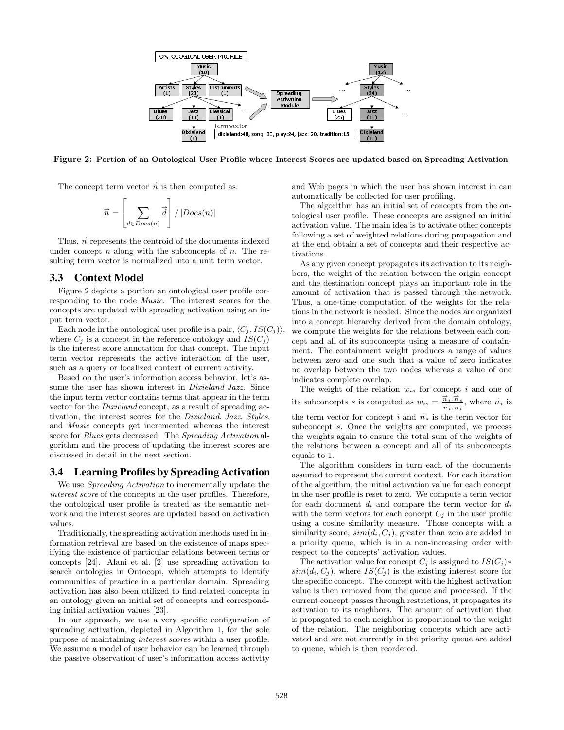ONTOLOGICAL USER PROFILE

Music (10)

Artists (1)

Styles (20)

Instruments (1)

Blues (30)

Jazz (10)

Classical (1)

Dixieland (1)

Term vector

dixieland:40, song: 30, play:24, jazz: 20, tradition:15

Spreading Activation Module

Music (12)

Styles (24)

Blues (25)

Jazz (16)

Dixieland (10)

**Figure 2: Portion of an Ontological User Profile where Interest Scores are updated based on Spreading Activation**

The concept term vector $\vec{n}$ is then computed as:

$$\vec{n} = \left[ \sum_{d \in Docs(n)} \vec{d} \right] / |Docs(n)|$$

Thus, $\vec{n}$ represents the centroid of the documents indexed under concept $n$ along with the subconcepts of $n$. The resulting term vector is normalized into a unit term vector.

## 3.3 Context Model

Figure 2 depicts a portion an ontological user profile corresponding to the node *Music*. The interest scores for the concepts are updated with spreading activation using an input term vector.

Each node in the ontological user profile is a pair, $\langle C_j, IS(C_j) \rangle$, where $C_j$ is a concept in the reference ontology and $IS(C_j)$ is the interest score annotation for that concept. The input term vector represents the active interaction of the user, such as a query or localized context of current activity.

Based on the user's information access behavior, let's assume the user has shown interest in *Dixieland Jazz*. Since the input term vector contains terms that appear in the term vector for the *Dixieland* concept, as a result of spreading activation, the interest scores for the *Dixieland*, *Jazz*, *Styles*, and *Music* concepts get incremented whereas the interest score for *Blues* gets decreased. The *Spreading Activation* algorithm and the process of updating the interest scores are discussed in detail in the next section.

## 3.4 Learning Profiles by Spreading Activation

We use *Spreading Activation* to incrementally update the *interest score* of the concepts in the user profiles. Therefore, the ontological user profile is treated as the semantic network and the interest scores are updated based on activation values.

Traditionally, the spreading activation methods used in information retrieval are based on the existence of maps specifying the existence of particular relations between terms or concepts [24]. Alani et al. [2] use spreading activation to search ontologies in Ontocopi, which attempts to identify communities of practice in a particular domain. Spreading activation has also been utilized to find related concepts in an ontology given an initial set of concepts and corresponding initial activation values [23].

In our approach, we use a very specific configuration of spreading activation, depicted in Algorithm 1, for the sole purpose of maintaining *interest scores* within a user profile. We assume a model of user behavior can be learned through the passive observation of user's information access activity and Web pages in which the user has shown interest in can automatically be collected for user profiling.

The algorithm has an initial set of concepts from the ontological user profile. These concepts are assigned an initial activation value. The main idea is to activate other concepts following a set of weighted relations during propagation and at the end obtain a set of concepts and their respective activations.

As any given concept propagates its activation to its neighbors, the weight of the relation between the origin concept and the destination concept plays an important role in the amount of activation that is passed through the network. Thus, a one-time computation of the weights for the relations in the network is needed. Since the nodes are organized into a concept hierarchy derived from the domain ontology, we compute the weights for the relations between each concept and all of its subconcepts using a measure of containment. The containment weight produces a range of values between zero and one such that a value of zero indicates no overlap between the two nodes whereas a value of one indicates complete overlap.

The weight of the relation $w_{is}$ for concept $i$ and one of its subconcepts $s$ is computed as $w_{is} = \frac{\vec{n}_i . \vec{n}_s}{\vec{n}_i . \vec{n}_i}$, where $\vec{n}_i$ is the term vector for concept $i$ and $\vec{n}_s$ is the term vector for subconcept $s$. Once the weights are computed, we process the weights again to ensure the total sum of the weights of the relations between a concept and all of its subconcepts equals to 1.

The algorithm considers in turn each of the documents assumed to represent the current context. For each iteration of the algorithm, the initial activation value for each concept in the user profile is reset to zero. We compute a term vector for each document $d_i$ and compare the term vector for $d_i$ with the term vectors for each concept $C_j$ in the user profile using a cosine similarity measure. Those concepts with a similarity score, $sim(d_i, C_j)$, greater than zero are added in a priority queue, which is in a non-increasing order with respect to the concepts' activation values.

The activation value for concept $C_j$ is assigned to $IS(C_j) * sim(d_i, C_j)$, where $IS(C_j)$ is the existing interest score for the specific concept. The concept with the highest activation value is then removed from the queue and processed. If the current concept passes through restrictions, it propagates its activation to its neighbors. The amount of activation that is propagated to each neighbor is proportional to the weight of the relation. The neighboring concepts which are activated and are not currently in the priority queue are added to queue, which is then reordered.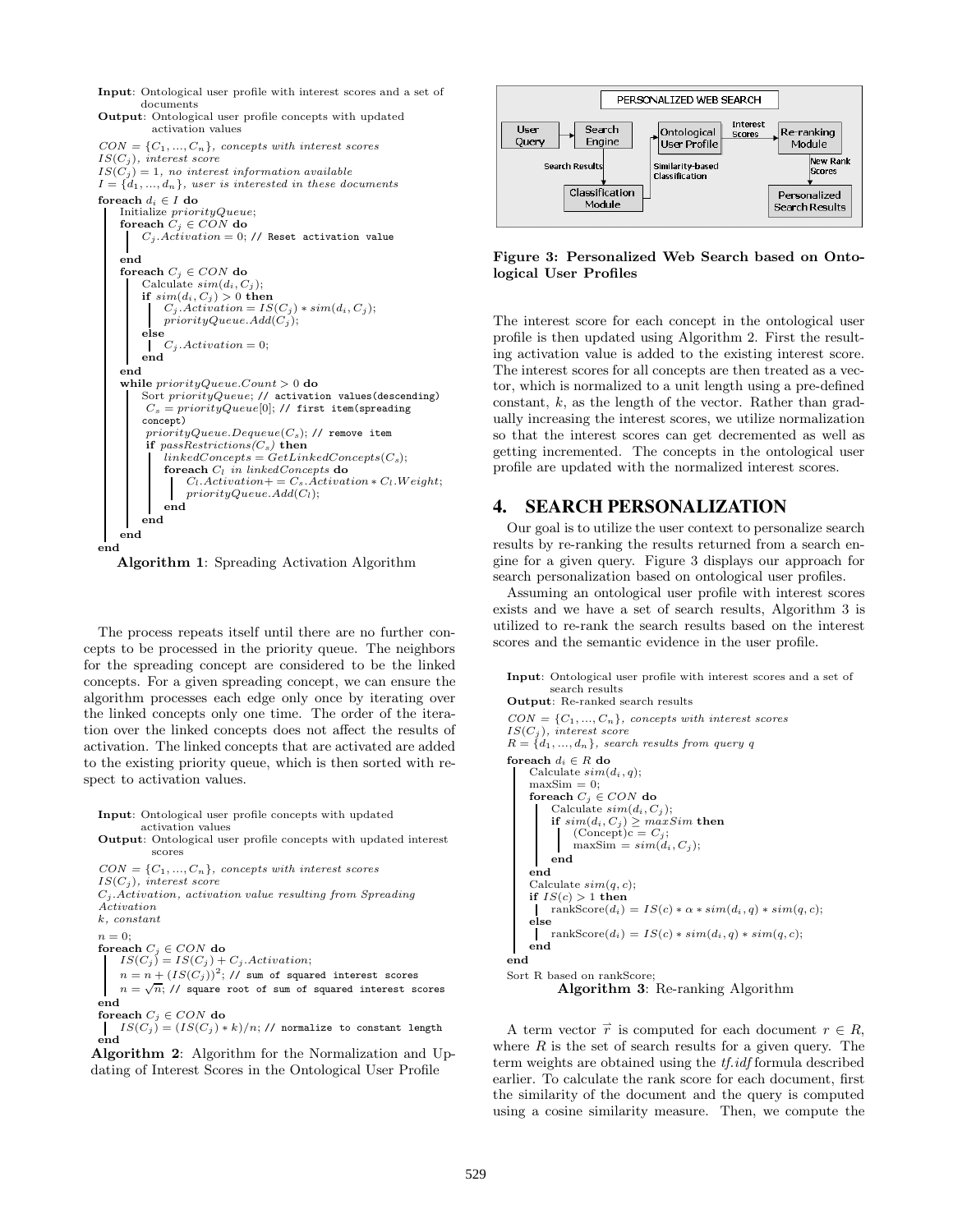```
Input: Ontological user profile with interest scores and a set of
       documents
Output: Ontological user profile concepts with updated
        activation values
CON = {C_1, ..., C_n}, concepts with interest scores
IS(C_j), interest score
IS(C_j) = 1, no interest information available
I = {d_1, ..., d_n}, user is interested in these documents
foreach d_i ∈ I do
    Initialize priorityQueue;
    foreach C_j ∈ CON do
        C_j.Activation = 0; // Reset activation value
    end
    foreach C_j ∈ CON do
        Calculate sim(d_i, C_j);
        if sim(d_i, C_j) > 0 then
            C_j.Activation = IS(C_j) * sim(d_i, C_j);
            priorityQueue.Add(C_j);
        else
            C_j.Activation = 0;
        end
    end
    while priorityQueue.Count > 0 do
        Sort priorityQueue; // activation values(descending)
        C_s = priorityQueue[0]; // first item(spreading
        concept)
        priorityQueue.Dequeue(C_s); // remove item
        if passRestrictions(C_s) then
            linkedConcepts = GetLinkedConcepts(C_s);
            foreach C_l in linkedConcepts do
                C_l.Activation+ = C_s.Activation * C_l.Weight;
                priorityQueue.Add(C_l);
            end
        end
    end
end
```
**Algorithm 1**: Spreading Activation Algorithm

The process repeats itself until there are no further concepts to be processed in the priority queue. The neighbors for the spreading concept are considered to be the linked concepts. For a given spreading concept, we can ensure the algorithm processes each edge only once by iterating over the linked concepts only one time. The order of the iteration over the linked concepts does not affect the results of activation. The linked concepts that are activated are added to the existing priority queue, which is then sorted with respect to activation values.

```
Input: Ontological user profile concepts with updated
       activation values
Output: Ontological user profile concepts with updated interest
        scores
CON = {C_1, ..., C_n}, concepts with interest scores
IS(C_j), interest score
C_j.Activation, activation value resulting from Spreading
Activation
k, constant
n = 0;
foreach C_j ∈ CON do
    IS(C_j) = IS(C_j) + C_j.Activation;
    n = n + (IS(C_j))^2; // sum of squared interest scores
    n = √n; // square root of sum of squared interest scores
end
foreach C_j ∈ CON do
    IS(C_j) = (IS(C_j) * k)/n; // normalize to constant length
end
```
**Algorithm 2**: Algorithm for the Normalization and Updating of Interest Scores in the Ontological User Profile

**Figure 3: Personalized Web Search based on Ontological User Profiles**

The interest score for each concept in the ontological user profile is then updated using Algorithm 2. First the resulting activation value is added to the existing interest score. The interest scores for all concepts are then treated as a vector, which is normalized to a unit length using a pre-defined constant, $k$, as the length of the vector. Rather than gradually increasing the interest scores, we utilize normalization so that the interest scores can get decremented as well as getting incremented. The concepts in the ontological user profile are updated with the normalized interest scores.

# 4. SEARCH PERSONALIZATION

Our goal is to utilize the user context to personalize search results by re-ranking the results returned from a search engine for a given query. Figure 3 displays our approach for search personalization based on ontological user profiles.

Assuming an ontological user profile with interest scores exists and we have a set of search results, Algorithm 3 is utilized to re-rank the search results based on the interest scores and the semantic evidence in the user profile.

```
Input: Ontological user profile with interest scores and a set of
       search results
Output: Re-ranked search results
CON = {C_1, ..., C_n}, concepts with interest scores
IS(C_j), interest score
R = {d_1, ..., d_n}, search results from query q
foreach d_i ∈ R do
    Calculate sim(d_i, q);
    maxSim = 0;
    foreach C_j ∈ CON do
        Calculate sim(d_i, C_j);
        if sim(d_i, C_j) ≥ maxSim then
            (Concept)c = C_j;
            maxSim = sim(d_i, C_j);
        end
    end
    Calculate sim(q, c);
    if IS(c) > 1 then
        rankScore(d_i) = IS(c) * α * sim(d_i, q) * sim(q, c);
    else
        rankScore(d_i) = IS(c) * sim(d_i, q) * sim(q, c);
    end
end
Sort R based on rankScore;
```
**Algorithm 3**: Re-ranking Algorithm

A term vector $\vec{r}$ is computed for each document $r \in R$, where $R$ is the set of search results for a given query. The term weights are obtained using the *tf.idf* formula described earlier. To calculate the rank score for each document, first the similarity of the document and the query is computed using a cosine similarity measure. Then, we compute the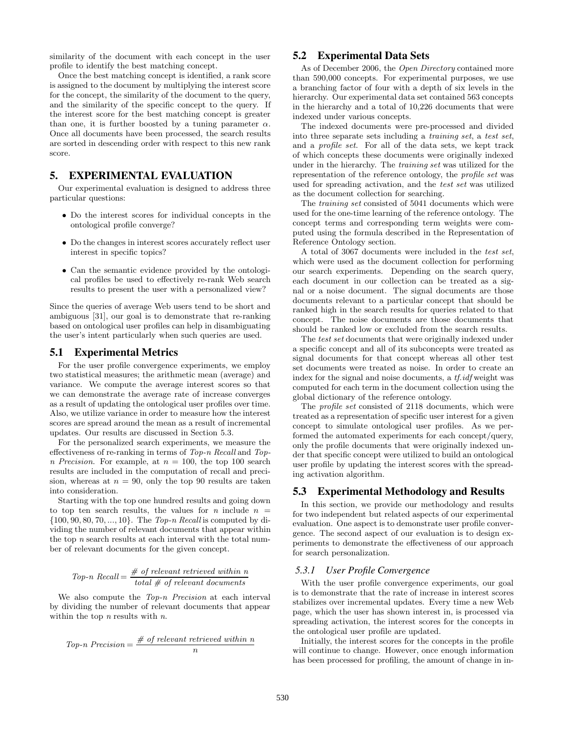similarity of the document with each concept in the user profile to identify the best matching concept.

Once the best matching concept is identified, a rank score is assigned to the document by multiplying the interest score for the concept, the similarity of the document to the query, and the similarity of the specific concept to the query. If the interest score for the best matching concept is greater than one, it is further boosted by a tuning parameter $\alpha$. Once all documents have been processed, the search results are sorted in descending order with respect to this new rank score.

# 5. EXPERIMENTAL EVALUATION

Our experimental evaluation is designed to address three particular questions:

- Do the interest scores for individual concepts in the ontological profile converge?
- Do the changes in interest scores accurately reflect user interest in specific topics?
- Can the semantic evidence provided by the ontological profiles be used to effectively re-rank Web search results to present the user with a personalized view?

Since the queries of average Web users tend to be short and ambiguous [31], our goal is to demonstrate that re-ranking based on ontological user profiles can help in disambiguating the user's intent particularly when such queries are used.

## 5.1 Experimental Metrics

For the user profile convergence experiments, we employ two statistical measures; the arithmetic mean (average) and variance. We compute the average interest scores so that we can demonstrate the average rate of increase converges as a result of updating the ontological user profiles over time. Also, we utilize variance in order to measure how the interest scores are spread around the mean as a result of incremental updates. Our results are discussed in Section 5.3.

For the personalized search experiments, we measure the effectiveness of re-ranking in terms of *Top-n Recall* and *Top-n Precision*. For example, at $n = 100$, the top 100 search results are included in the computation of recall and precision, whereas at $n = 90$, only the top 90 results are taken into consideration.

Starting with the top one hundred results and going down to top ten search results, the values for $n$ include $n = \{100, 90, 80, 70, ..., 10\}$. The *Top-n Recall* is computed by dividing the number of relevant documents that appear within the top $n$ search results at each interval with the total number of relevant documents for the given concept.

$$\textit{Top-n Recall} = \frac{\textit{\# of relevant retrieved within n}}{\textit{total \# of relevant documents}}$$

We also compute the *Top-n Precision* at each interval by dividing the number of relevant documents that appear within the top $n$ results with $n$.

$$\textit{Top-n Precision} = \frac{\textit{\# of relevant retrieved within n}}{n}$$

## 5.2 Experimental Data Sets

As of December 2006, the *Open Directory* contained more than 590,000 concepts. For experimental purposes, we use a branching factor of four with a depth of six levels in the hierarchy. Our experimental data set contained 563 concepts in the hierarchy and a total of 10,226 documents that were indexed under various concepts.

The indexed documents were pre-processed and divided into three separate sets including a *training set*, a *test set*, and a *profile set*. For all of the data sets, we kept track of which concepts these documents were originally indexed under in the hierarchy. The *training set* was utilized for the representation of the reference ontology, the *profile set* was used for spreading activation, and the *test set* was utilized as the document collection for searching.

The *training set* consisted of 5041 documents which were used for the one-time learning of the reference ontology. The concept terms and corresponding term weights were computed using the formula described in the Representation of Reference Ontology section.

A total of 3067 documents were included in the *test set*, which were used as the document collection for performing our search experiments. Depending on the search query, each document in our collection can be treated as a signal or a noise document. The signal documents are those documents relevant to a particular concept that should be ranked high in the search results for queries related to that concept. The noise documents are those documents that should be ranked low or excluded from the search results.

The *test set* documents that were originally indexed under a specific concept and all of its subconcepts were treated as signal documents for that concept whereas all other test set documents were treated as noise. In order to create an index for the signal and noise documents, a *tf.idf* weight was computed for each term in the document collection using the global dictionary of the reference ontology.

The *profile set* consisted of 2118 documents, which were treated as a representation of specific user interest for a given concept to simulate ontological user profiles. As we performed the automated experiments for each concept/query, only the profile documents that were originally indexed under that specific concept were utilized to build an ontological user profile by updating the interest scores with the spreading activation algorithm.

## 5.3 Experimental Methodology and Results

In this section, we provide our methodology and results for two independent but related aspects of our experimental evaluation. One aspect is to demonstrate user profile convergence. The second aspect of our evaluation is to design experiments to demonstrate the effectiveness of our approach for search personalization.

### 5.3.1 User Profile Convergence

With the user profile convergence experiments, our goal is to demonstrate that the rate of increase in interest scores stabilizes over incremental updates. Every time a new Web page, which the user has shown interest in, is processed via spreading activation, the interest scores for the concepts in the ontological user profile are updated.

Initially, the interest scores for the concepts in the profile will continue to change. However, once enough information has been processed for profiling, the amount of change in in-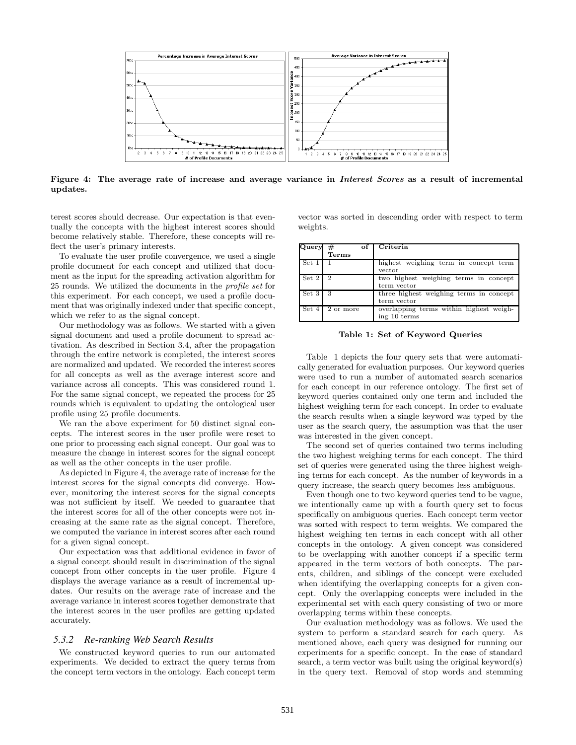Figure 4: The average rate of increase and average variance in *Interest Scores* as a result of incremental updates.

terest scores should decrease. Our expectation is that eventually the concepts with the highest interest scores should become relatively stable. Therefore, these concepts will reflect the user's primary interests.

To evaluate the user profile convergence, we used a single profile document for each concept and utilized that document as the input for the spreading activation algorithm for 25 rounds. We utilized the documents in the *profile set* for this experiment. For each concept, we used a profile document that was originally indexed under that specific concept, which we refer to as the signal concept.

Our methodology was as follows. We started with a given signal document and used a profile document to spread activation. As described in Section 3.4, after the propagation through the entire network is completed, the interest scores are normalized and updated. We recorded the interest scores for all concepts as well as the average interest score and variance across all concepts. This was considered round 1. For the same signal concept, we repeated the process for 25 rounds which is equivalent to updating the ontological user profile using 25 profile documents.

We ran the above experiment for 50 distinct signal concepts. The interest scores in the user profile were reset to one prior to processing each signal concept. Our goal was to measure the change in interest scores for the signal concept as well as the other concepts in the user profile.

As depicted in Figure 4, the average rate of increase for the interest scores for the signal concepts did converge. However, monitoring the interest scores for the signal concepts was not sufficient by itself. We needed to guarantee that the interest scores for all of the other concepts were not increasing at the same rate as the signal concept. Therefore, we computed the variance in interest scores after each round for a given signal concept.

Our expectation was that additional evidence in favor of a signal concept should result in discrimination of the signal concept from other concepts in the user profile. Figure 4 displays the average variance as a result of incremental updates. Our results on the average rate of increase and the average variance in interest scores together demonstrate that the interest scores in the user profiles are getting updated accurately.

### 5.3.2 Re-ranking Web Search Results

We constructed keyword queries to run our automated experiments. We decided to extract the query terms from the concept term vectors in the ontology. Each concept term vector was sorted in descending order with respect to term weights.

| Query | # of Terms | Criteria |
|---|---|---|
| Set 1 | 1 | highest weighing term in concept term vector |
| Set 2 | 2 | two highest weighing terms in concept term vector |
| Set 3 | 3 | three highest weighing terms in concept term vector |
| Set 4 | 2 or more | overlapping terms within highest weighing 10 terms |

**Table 1: Set of Keyword Queries**

Table 1 depicts the four query sets that were automatically generated for evaluation purposes. Our keyword queries were used to run a number of automated search scenarios for each concept in our reference ontology. The first set of keyword queries contained only one term and included the highest weighing term for each concept. In order to evaluate the search results when a single keyword was typed by the user as the search query, the assumption was that the user was interested in the given concept.

The second set of queries contained two terms including the two highest weighing terms for each concept. The third set of queries were generated using the three highest weighing terms for each concept. As the number of keywords in a query increase, the search query becomes less ambiguous.

Even though one to two keyword queries tend to be vague, we intentionally came up with a fourth query set to focus specifically on ambiguous queries. Each concept term vector was sorted with respect to term weights. We compared the highest weighing ten terms in each concept with all other concepts in the ontology. A given concept was considered to be overlapping with another concept if a specific term appeared in the term vectors of both concepts. The parents, children, and siblings of the concept were excluded when identifying the overlapping concepts for a given concept. Only the overlapping concepts were included in the experimental set with each query consisting of two or more overlapping terms within these concepts.

Our evaluation methodology was as follows. We used the system to perform a standard search for each query. As mentioned above, each query was designed for running our experiments for a specific concept. In the case of standard search, a term vector was built using the original keyword(s) in the query text. Removal of stop words and stemming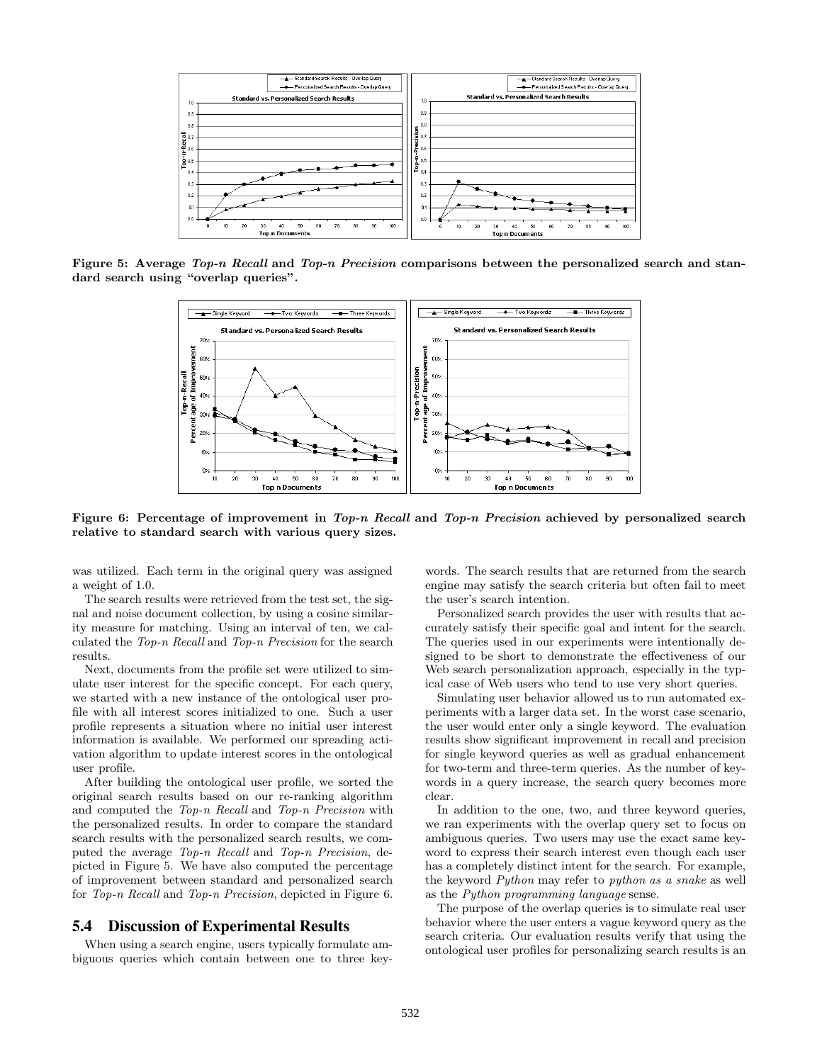**Figure 5: Average *Top-n Recall* and *Top-n Precision* comparisons between the personalized search and standard search using "overlap queries".**

**Figure 6: Percentage of improvement in *Top-n Recall* and *Top-n Precision* achieved by personalized search relative to standard search with various query sizes.**

was utilized. Each term in the original query was assigned a weight of 1.0.

The search results were retrieved from the test set, the signal and noise document collection, by using a cosine similarity measure for matching. Using an interval of ten, we calculated the *Top-n Recall* and *Top-n Precision* for the search results.

Next, documents from the profile set were utilized to simulate user interest for the specific concept. For each query, we started with a new instance of the ontological user profile with all interest scores initialized to one. Such a user profile represents a situation where no initial user interest information is available. We performed our spreading activation algorithm to update interest scores in the ontological user profile.

After building the ontological user profile, we sorted the original search results based on our re-ranking algorithm and computed the *Top-n Recall* and *Top-n Precision* with the personalized results. In order to compare the standard search results with the personalized search results, we computed the average *Top-n Recall* and *Top-n Precision*, depicted in Figure 5. We have also computed the percentage of improvement between standard and personalized search for *Top-n Recall* and *Top-n Precision*, depicted in Figure 6.

## 5.4 Discussion of Experimental Results

When using a search engine, users typically formulate ambiguous queries which contain between one to three keywords. The search results that are returned from the search engine may satisfy the search criteria but often fail to meet the user's search intention.

Personalized search provides the user with results that accurately satisfy their specific goal and intent for the search. The queries used in our experiments were intentionally designed to be short to demonstrate the effectiveness of our Web search personalization approach, especially in the typical case of Web users who tend to use very short queries.

Simulating user behavior allowed us to run automated experiments with a larger data set. In the worst case scenario, the user would enter only a single keyword. The evaluation results show significant improvement in recall and precision for single keyword queries as well as gradual enhancement for two-term and three-term queries. As the number of keywords in a query increase, the search query becomes more clear.

In addition to the one, two, and three keyword queries, we ran experiments with the overlap query set to focus on ambiguous queries. Two users may use the exact same keyword to express their search interest even though each user has a completely distinct intent for the search. For example, the keyword *Python* may refer to *python as a snake* as well as the *Python programming language* sense.

The purpose of the overlap queries is to simulate real user behavior where the user enters a vague keyword query as the search criteria. Our evaluation results verify that using the ontological user profiles for personalizing search results is an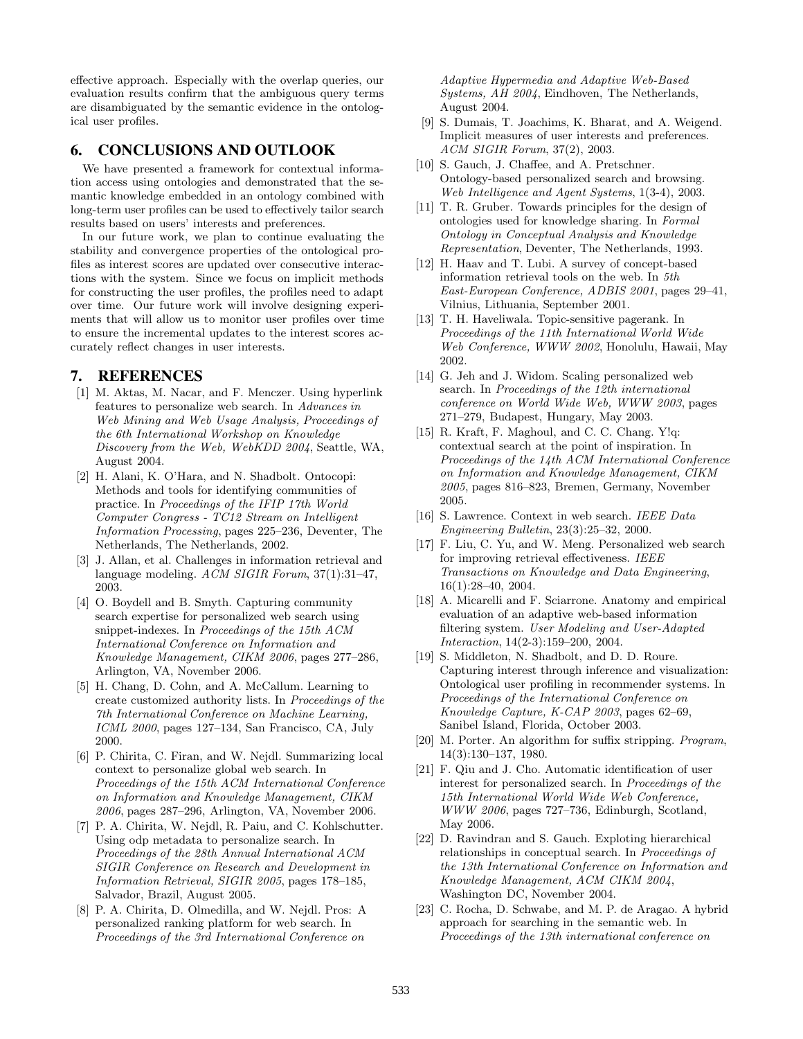effective approach. Especially with the overlap queries, our evaluation results confirm that the ambiguous query terms are disambiguated by the semantic evidence in the ontological user profiles.

## 6. CONCLUSIONS AND OUTLOOK

We have presented a framework for contextual information access using ontologies and demonstrated that the semantic knowledge embedded in an ontology combined with long-term user profiles can be used to effectively tailor search results based on users' interests and preferences.

In our future work, we plan to continue evaluating the stability and convergence properties of the ontological profiles as interest scores are updated over consecutive interactions with the system. Since we focus on implicit methods for constructing the user profiles, the profiles need to adapt over time. Our future work will involve designing experiments that will allow us to monitor user profiles over time to ensure the incremental updates to the interest scores accurately reflect changes in user interests.

## 7. REFERENCES

[1] M. Aktas, M. Nacar, and F. Menczer. Using hyperlink features to personalize web search. In *Advances in Web Mining and Web Usage Analysis, Proceedings of the 6th International Workshop on Knowledge Discovery from the Web, WebKDD 2004*, Seattle, WA, August 2004.

[2] H. Alani, K. O'Hara, and N. Shadbolt. Ontocopi: Methods and tools for identifying communities of practice. In *Proceedings of the IFIP 17th World Computer Congress - TC12 Stream on Intelligent Information Processing*, pages 225–236, Deventer, The Netherlands, The Netherlands, 2002.

[3] J. Allan, et al. Challenges in information retrieval and language modeling. *ACM SIGIR Forum*, 37(1):31–47, 2003.

[4] O. Boydell and B. Smyth. Capturing community search expertise for personalized web search using snippet-indexes. In *Proceedings of the 15th ACM International Conference on Information and Knowledge Management, CIKM 2006*, pages 277–286, Arlington, VA, November 2006.

[5] H. Chang, D. Cohn, and A. McCallum. Learning to create customized authority lists. In *Proceedings of the 7th International Conference on Machine Learning, ICML 2000*, pages 127–134, San Francisco, CA, July 2000.

[6] P. Chirita, C. Firan, and W. Nejdl. Summarizing local context to personalize global web search. In *Proceedings of the 15th ACM International Conference on Information and Knowledge Management, CIKM 2006*, pages 287–296, Arlington, VA, November 2006.

[7] P. A. Chirita, W. Nejdl, R. Paiu, and C. Kohlschutter. Using odp metadata to personalize search. In *Proceedings of the 28th Annual International ACM SIGIR Conference on Research and Development in Information Retrieval, SIGIR 2005*, pages 178–185, Salvador, Brazil, August 2005.

[8] P. A. Chirita, D. Olmedilla, and W. Nejdl. Pros: A personalized ranking platform for web search. In *Proceedings of the 3rd International Conference on Adaptive Hypermedia and Adaptive Web-Based Systems, AH 2004*, Eindhoven, The Netherlands, August 2004.

[9] S. Dumais, T. Joachims, K. Bharat, and A. Weigend. Implicit measures of user interests and preferences. *ACM SIGIR Forum*, 37(2), 2003.

[10] S. Gauch, J. Chaffee, and A. Pretschner. Ontology-based personalized search and browsing. *Web Intelligence and Agent Systems*, 1(3-4), 2003.

[11] T. R. Gruber. Towards principles for the design of ontologies used for knowledge sharing. In *Formal Ontology in Conceptual Analysis and Knowledge Representation*, Deventer, The Netherlands, 1993.

[12] H. Haav and T. Lubi. A survey of concept-based information retrieval tools on the web. In *5th East-European Conference, ADBIS 2001*, pages 29–41, Vilnius, Lithuania, September 2001.

[13] T. H. Haveliwala. Topic-sensitive pagerank. In *Proceedings of the 11th International World Wide Web Conference, WWW 2002*, Honolulu, Hawaii, May 2002.

[14] G. Jeh and J. Widom. Scaling personalized web search. In *Proceedings of the 12th international conference on World Wide Web, WWW 2003*, pages 271–279, Budapest, Hungary, May 2003.

[15] R. Kraft, F. Maghoul, and C. C. Chang. Y!q: contextual search at the point of inspiration. In *Proceedings of the 14th ACM International Conference on Information and Knowledge Management, CIKM 2005*, pages 816–823, Bremen, Germany, November 2005.

[16] S. Lawrence. Context in web search. *IEEE Data Engineering Bulletin*, 23(3):25–32, 2000.

[17] F. Liu, C. Yu, and W. Meng. Personalized web search for improving retrieval effectiveness. *IEEE Transactions on Knowledge and Data Engineering*, 16(1):28–40, 2004.

[18] A. Micarelli and F. Sciarrone. Anatomy and empirical evaluation of an adaptive web-based information filtering system. *User Modeling and User-Adapted Interaction*, 14(2-3):159–200, 2004.

[19] S. Middleton, N. Shadbolt, and D. D. Roure. Capturing interest through inference and visualization: Ontological user profiling in recommender systems. In *Proceedings of the International Conference on Knowledge Capture, K-CAP 2003*, pages 62–69, Sanibel Island, Florida, October 2003.

[20] M. Porter. An algorithm for suffix stripping. *Program*, 14(3):130–137, 1980.

[21] F. Qiu and J. Cho. Automatic identification of user interest for personalized search. In *Proceedings of the 15th International World Wide Web Conference, WWW 2006*, pages 727–736, Edinburgh, Scotland, May 2006.

[22] D. Ravindran and S. Gauch. Exploting hierarchical relationships in conceptual search. In *Proceedings of the 13th International Conference on Information and Knowledge Management, ACM CIKM 2004*, Washington DC, November 2004.

[23] C. Rocha, D. Schwabe, and M. P. de Aragao. A hybrid approach for searching in the semantic web. In *Proceedings of the 13th international conference on*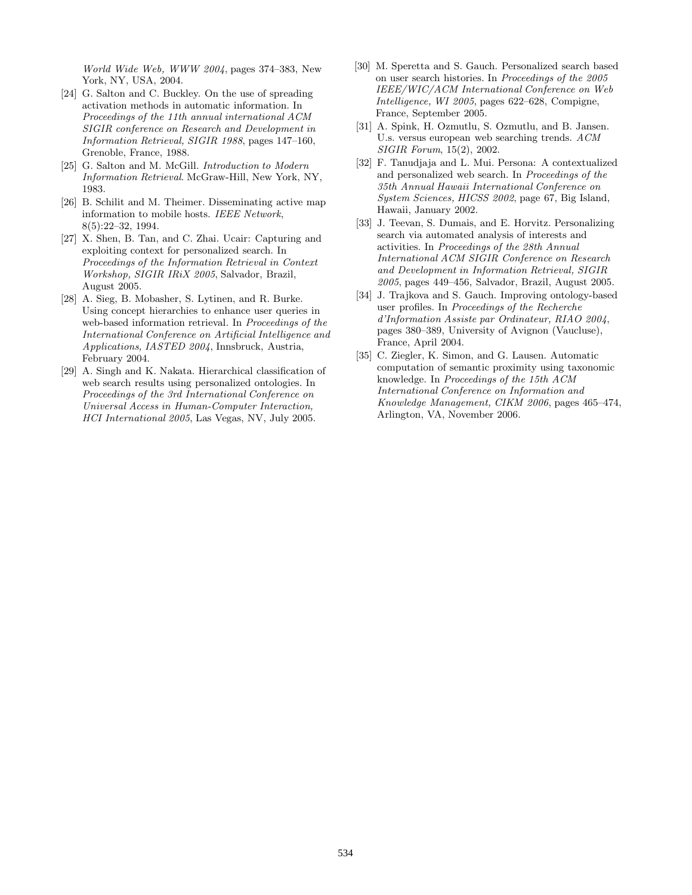*World Wide Web, WWW 2004*, pages 374–383, New York, NY, USA, 2004.

[24] G. Salton and C. Buckley. On the use of spreading activation methods in automatic information. In *Proceedings of the 11th annual international ACM SIGIR conference on Research and Development in Information Retrieval, SIGIR 1988*, pages 147–160, Grenoble, France, 1988.

[25] G. Salton and M. McGill. *Introduction to Modern Information Retrieval*. McGraw-Hill, New York, NY, 1983.

[26] B. Schilit and M. Theimer. Disseminating active map information to mobile hosts. *IEEE Network*, 8(5):22–32, 1994.

[27] X. Shen, B. Tan, and C. Zhai. Ucair: Capturing and exploiting context for personalized search. In *Proceedings of the Information Retrieval in Context Workshop, SIGIR IRiX 2005*, Salvador, Brazil, August 2005.

[28] A. Sieg, B. Mobasher, S. Lytinen, and R. Burke. Using concept hierarchies to enhance user queries in web-based information retrieval. In *Proceedings of the International Conference on Artificial Intelligence and Applications, IASTED 2004*, Innsbruck, Austria, February 2004.

[29] A. Singh and K. Nakata. Hierarchical classification of web search results using personalized ontologies. In *Proceedings of the 3rd International Conference on Universal Access in Human-Computer Interaction, HCI International 2005*, Las Vegas, NV, July 2005.

[30] M. Speretta and S. Gauch. Personalized search based on user search histories. In *Proceedings of the 2005 IEEE/WIC/ACM International Conference on Web Intelligence, WI 2005*, pages 622–628, Compigne, France, September 2005.

[31] A. Spink, H. Ozmutlu, S. Ozmutlu, and B. Jansen. U.s. versus european web searching trends. *ACM SIGIR Forum*, 15(2), 2002.

[32] F. Tanudjaja and L. Mui. Persona: A contextualized and personalized web search. In *Proceedings of the 35th Annual Hawaii International Conference on System Sciences, HICSS 2002*, page 67, Big Island, Hawaii, January 2002.

[33] J. Teevan, S. Dumais, and E. Horvitz. Personalizing search via automated analysis of interests and activities. In *Proceedings of the 28th Annual International ACM SIGIR Conference on Research and Development in Information Retrieval, SIGIR 2005*, pages 449–456, Salvador, Brazil, August 2005.

[34] J. Trajkova and S. Gauch. Improving ontology-based user profiles. In *Proceedings of the Recherche d'Information Assiste par Ordinateur, RIAO 2004*, pages 380–389, University of Avignon (Vaucluse), France, April 2004.

[35] C. Ziegler, K. Simon, and G. Lausen. Automatic computation of semantic proximity using taxonomic knowledge. In *Proceedings of the 15th ACM International Conference on Information and Knowledge Management, CIKM 2006*, pages 465–474, Arlington, VA, November 2006.